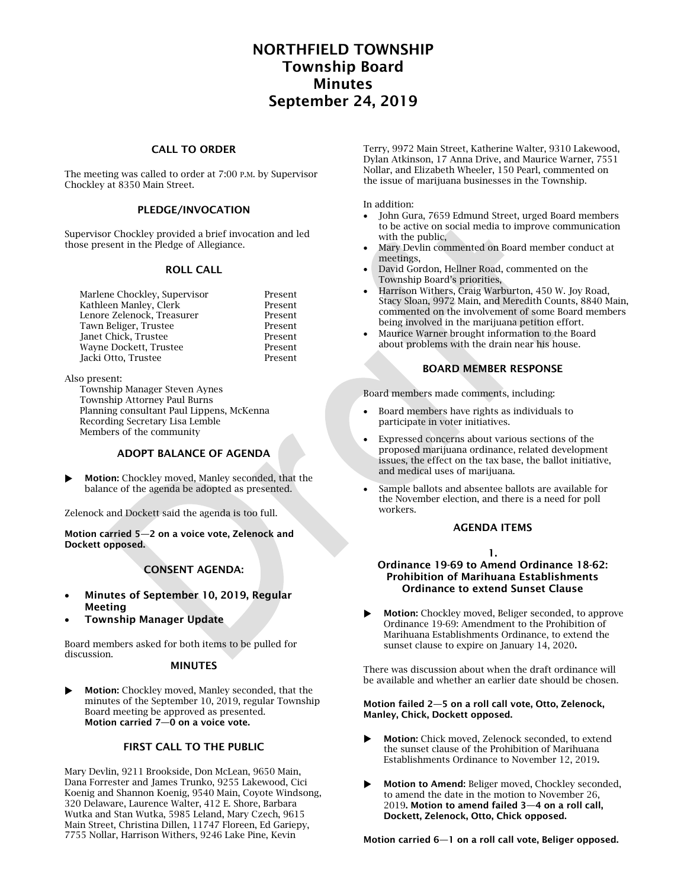# NORTHFIELD TOWNSHIP
# Township Board
# Minutes
# September 24, 2019

## CALL TO ORDER

The meeting was called to order at 7:00 P.M. by Supervisor Chockley at 8350 Main Street.

## PLEDGE/INVOCATION

Supervisor Chockley provided a brief invocation and led those present in the Pledge of Allegiance.

## ROLL CALL

| | |
|---|---|
| Marlene Chockley, Supervisor | Present |
| Kathleen Manley, Clerk | Present |
| Lenore Zelenock, Treasurer | Present |
| Tawn Beliger, Trustee | Present |
| Janet Chick, Trustee | Present |
| Wayne Dockett, Trustee | Present |
| Jacki Otto, Trustee | Present |

Also present:
Township Manager Steven Aynes
Township Attorney Paul Burns
Planning consultant Paul Lippens, McKenna
Recording Secretary Lisa Lemble
Members of the community

## ADOPT BALANCE OF AGENDA

▶ **Motion:** Chockley moved, Manley seconded, that the balance of the agenda be adopted as presented.

Zelenock and Dockett said the agenda is too full.

**Motion carried 5—2 on a voice vote, Zelenock and Dockett opposed.**

## CONSENT AGENDA:

- **Minutes of September 10, 2019, Regular Meeting**
- **Township Manager Update**

Board members asked for both items to be pulled for discussion.

### MINUTES

▶ **Motion:** Chockley moved, Manley seconded, that the minutes of the September 10, 2019, regular Township Board meeting be approved as presented.
**Motion carried 7—0 on a voice vote.**

## FIRST CALL TO THE PUBLIC

Mary Devlin, 9211 Brookside, Don McLean, 9650 Main, Dana Forrester and James Trunko, 9255 Lakewood, Cici Koenig and Shannon Koenig, 9540 Main, Coyote Windsong, 320 Delaware, Laurence Walter, 412 E. Shore, Barbara Wutka and Stan Wutka, 5985 Leland, Mary Czech, 9615 Main Street, Christina Dillen, 11747 Floreen, Ed Gariepy, 7755 Nollar, Harrison Withers, 9246 Lake Pine, Kevin Terry, 9972 Main Street, Katherine Walter, 9310 Lakewood, Dylan Atkinson, 17 Anna Drive, and Maurice Warner, 7551 Nollar, and Elizabeth Wheeler, 150 Pearl, commented on the issue of marijuana businesses in the Township.

In addition:

- John Gura, 7659 Edmund Street, urged Board members to be active on social media to improve communication with the public,
- Mary Devlin commented on Board member conduct at meetings,
- David Gordon, Hellner Road, commented on the Township Board's priorities,
- Harrison Withers, Craig Warburton, 450 W. Joy Road, Stacy Sloan, 9972 Main, and Meredith Counts, 8840 Main, commented on the involvement of some Board members being involved in the marijuana petition effort.
- Maurice Warner brought information to the Board about problems with the drain near his house.

## BOARD MEMBER RESPONSE

Board members made comments, including:

- Board members have rights as individuals to participate in voter initiatives.
- Expressed concerns about various sections of the proposed marijuana ordinance, related development issues, the effect on the tax base, the ballot initiative, and medical uses of marijuana.
- Sample ballots and absentee ballots are available for the November election, and there is a need for poll workers.

## AGENDA ITEMS

### 1. Ordinance 19-69 to Amend Ordinance 18-62: Prohibition of Marihuana Establishments Ordinance to extend Sunset Clause

▶ **Motion:** Chockley moved, Beliger seconded, to approve Ordinance 19-69: Amendment to the Prohibition of Marihuana Establishments Ordinance, to extend the sunset clause to expire on January 14, 2020.

There was discussion about when the draft ordinance will be available and whether an earlier date should be chosen.

**Motion failed 2—5 on a roll call vote, Otto, Zelenock, Manley, Chick, Dockett opposed.**

▶ **Motion:** Chick moved, Zelenock seconded, to extend the sunset clause of the Prohibition of Marihuana Establishments Ordinance to November 12, 2019.

▶ **Motion to Amend:** Beliger moved, Chockley seconded, to amend the date in the motion to November 26, 2019. **Motion to amend failed 3—4 on a roll call, Dockett, Zelenock, Otto, Chick opposed.**

**Motion carried 6—1 on a roll call vote, Beliger opposed.**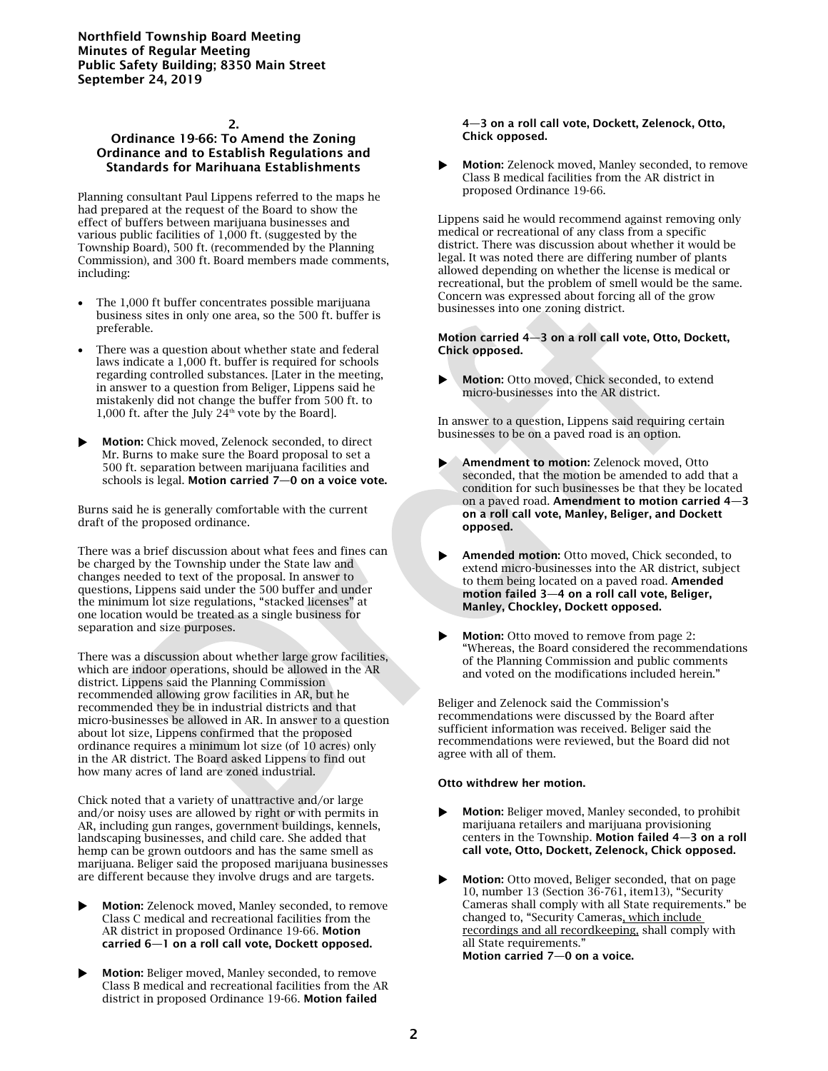**Northfield Township Board Meeting**
**Minutes of Regular Meeting**
**Public Safety Building; 8350 Main Street**
**September 24, 2019**

### 2.
### Ordinance 19-66: To Amend the Zoning Ordinance and to Establish Regulations and Standards for Marihuana Establishments

Planning consultant Paul Lippens referred to the maps he had prepared at the request of the Board to show the effect of buffers between marijuana businesses and various public facilities of 1,000 ft. (suggested by the Township Board), 500 ft. (recommended by the Planning Commission), and 300 ft. Board members made comments, including:

- The 1,000 ft buffer concentrates possible marijuana business sites in only one area, so the 500 ft. buffer is preferable.
- There was a question about whether state and federal laws indicate a 1,000 ft. buffer is required for schools regarding controlled substances. [Later in the meeting, in answer to a question from Beliger, Lippens said he mistakenly did not change the buffer from 500 ft. to 1,000 ft. after the July 24th vote by the Board].

▶ **Motion:** Chick moved, Zelenock seconded, to direct Mr. Burns to make sure the Board proposal to set a 500 ft. separation between marijuana facilities and schools is legal. **Motion carried 7—0 on a voice vote.**

Burns said he is generally comfortable with the current draft of the proposed ordinance.

There was a brief discussion about what fees and fines can be charged by the Township under the State law and changes needed to text of the proposal. In answer to questions, Lippens said under the 500 buffer and under the minimum lot size regulations, "stacked licenses" at one location would be treated as a single business for separation and size purposes.

There was a discussion about whether large grow facilities, which are indoor operations, should be allowed in the AR district. Lippens said the Planning Commission recommended allowing grow facilities in AR, but he recommended they be in industrial districts and that micro-businesses be allowed in AR. In answer to a question about lot size, Lippens confirmed that the proposed ordinance requires a minimum lot size (of 10 acres) only in the AR district. The Board asked Lippens to find out how many acres of land are zoned industrial.

Chick noted that a variety of unattractive and/or large and/or noisy uses are allowed by right or with permits in AR, including gun ranges, government buildings, kennels, landscaping businesses, and child care. She added that hemp can be grown outdoors and has the same smell as marijuana. Beliger said the proposed marijuana businesses are different because they involve drugs and are targets.

▶ **Motion:** Zelenock moved, Manley seconded, to remove Class C medical and recreational facilities from the AR district in proposed Ordinance 19-66. **Motion carried 6—1 on a roll call vote, Dockett opposed.**

▶ **Motion:** Beliger moved, Manley seconded, to remove Class B medical and recreational facilities from the AR district in proposed Ordinance 19-66. **Motion failed 4—3 on a roll call vote, Dockett, Zelenock, Otto, Chick opposed.**

▶ **Motion:** Zelenock moved, Manley seconded, to remove Class B medical facilities from the AR district in proposed Ordinance 19-66.

Lippens said he would recommend against removing only medical or recreational of any class from a specific district. There was discussion about whether it would be legal. It was noted there are differing number of plants allowed depending on whether the license is medical or recreational, but the problem of smell would be the same. Concern was expressed about forcing all of the grow businesses into one zoning district.

**Motion carried 4—3 on a roll call vote, Otto, Dockett, Chick opposed.**

▶ **Motion:** Otto moved, Chick seconded, to extend micro-businesses into the AR district.

In answer to a question, Lippens said requiring certain businesses to be on a paved road is an option.

▶ **Amendment to motion:** Zelenock moved, Otto seconded, that the motion be amended to add that a condition for such businesses be that they be located on a paved road. **Amendment to motion carried 4—3 on a roll call vote, Manley, Beliger, and Dockett opposed.**

▶ **Amended motion:** Otto moved, Chick seconded, to extend micro-businesses into the AR district, subject to them being located on a paved road. **Amended motion failed 3—4 on a roll call vote, Beliger, Manley, Chockley, Dockett opposed.**

▶ **Motion:** Otto moved to remove from page 2: "Whereas, the Board considered the recommendations of the Planning Commission and public comments and voted on the modifications included herein."

Beliger and Zelenock said the Commission's recommendations were discussed by the Board after sufficient information was received. Beliger said the recommendations were reviewed, but the Board did not agree with all of them.

**Otto withdrew her motion.**

▶ **Motion:** Beliger moved, Manley seconded, to prohibit marijuana retailers and marijuana provisioning centers in the Township. **Motion failed 4—3 on a roll call vote, Otto, Dockett, Zelenock, Chick opposed.**

▶ **Motion:** Otto moved, Beliger seconded, that on page 10, number 13 (Section 36-761, item13), "Security Cameras shall comply with all State requirements." be changed to, "Security Cameras, which include recordings and all recordkeeping, shall comply with all State requirements."
**Motion carried 7—0 on a voice.**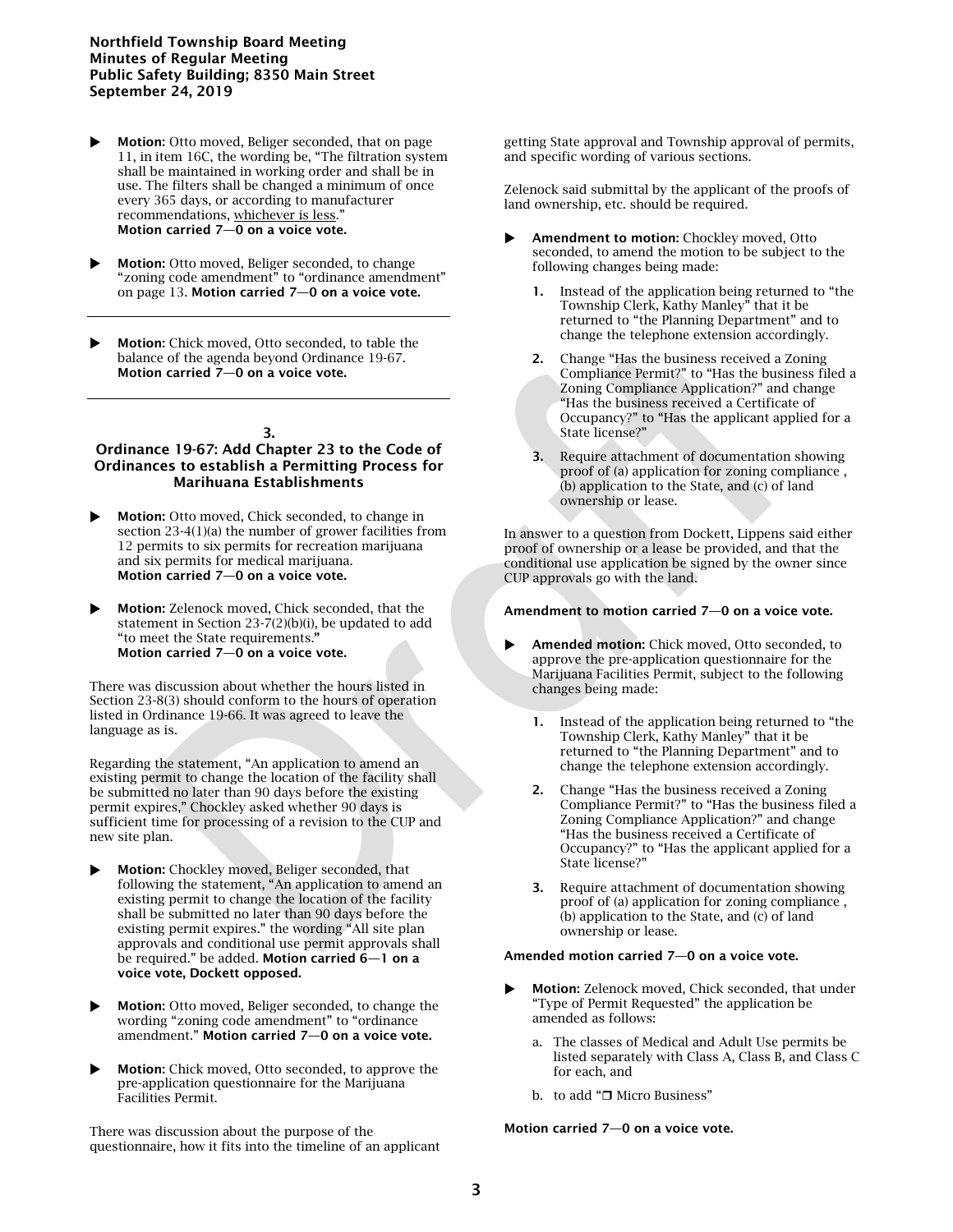- ▶ **Motion:** Otto moved, Beliger seconded, that on page 11, in item 16C, the wording be, "The filtration system shall be maintained in working order and shall be in use. The filters shall be changed a minimum of once every 365 days, or according to manufacturer recommendations, whichever is less." **Motion carried 7—0 on a voice vote.**

- ▶ **Motion:** Otto moved, Beliger seconded, to change "zoning code amendment" to "ordinance amendment" on page 13. **Motion carried 7—0 on a voice vote.**

---

- ▶ **Motion:** Chick moved, Otto seconded, to table the balance of the agenda beyond Ordinance 19-67. **Motion carried 7—0 on a voice vote.**

---

## 3.
## Ordinance 19-67: Add Chapter 23 to the Code of Ordinances to establish a Permitting Process for Marihuana Establishments

- ▶ **Motion:** Otto moved, Chick seconded, to change in section 23-4(1)(a) the number of grower facilities from 12 permits to six permits for recreation marijuana and six permits for medical marijuana. **Motion carried 7—0 on a voice vote.**

- ▶ **Motion:** Zelenock moved, Chick seconded, that the statement in Section 23-7(2)(b)(i), be updated to add "to meet the State requirements." **Motion carried 7—0 on a voice vote.**

There was discussion about whether the hours listed in Section 23-8(3) should conform to the hours of operation listed in Ordinance 19-66. It was agreed to leave the language as is.

Regarding the statement, "An application to amend an existing permit to change the location of the facility shall be submitted no later than 90 days before the existing permit expires," Chockley asked whether 90 days is sufficient time for processing of a revision to the CUP and new site plan.

- ▶ **Motion:** Chockley moved, Beliger seconded, that following the statement, "An application to amend an existing permit to change the location of the facility shall be submitted no later than 90 days before the existing permit expires." the wording "All site plan approvals and conditional use permit approvals shall be required." be added. **Motion carried 6—1 on a voice vote, Dockett opposed.**

- ▶ **Motion:** Otto moved, Beliger seconded, to change the wording "zoning code amendment" to "ordinance amendment." **Motion carried 7—0 on a voice vote.**

- ▶ **Motion:** Chick moved, Otto seconded, to approve the pre-application questionnaire for the Marijuana Facilities Permit.

There was discussion about the purpose of the questionnaire, how it fits into the timeline of an applicant getting State approval and Township approval of permits, and specific wording of various sections.

Zelenock said submittal by the applicant of the proofs of land ownership, etc. should be required.

- ▶ **Amendment to motion:** Chockley moved, Otto seconded, to amend the motion to be subject to the following changes being made:

  1. Instead of the application being returned to "the Township Clerk, Kathy Manley" that it be returned to "the Planning Department" and to change the telephone extension accordingly.
  2. Change "Has the business received a Zoning Compliance Permit?" to "Has the business filed a Zoning Compliance Application?" and change "Has the business received a Certificate of Occupancy?" to "Has the applicant applied for a State license?"
  3. Require attachment of documentation showing proof of (a) application for zoning compliance , (b) application to the State, and (c) of land ownership or lease.

In answer to a question from Dockett, Lippens said either proof of ownership or a lease be provided, and that the conditional use application be signed by the owner since CUP approvals go with the land.

**Amendment to motion carried 7—0 on a voice vote.**

- ▶ **Amended motion:** Chick moved, Otto seconded, to approve the pre-application questionnaire for the Marijuana Facilities Permit, subject to the following changes being made:

  1. Instead of the application being returned to "the Township Clerk, Kathy Manley" that it be returned to "the Planning Department" and to change the telephone extension accordingly.
  2. Change "Has the business received a Zoning Compliance Permit?" to "Has the business filed a Zoning Compliance Application?" and change "Has the business received a Certificate of Occupancy?" to "Has the applicant applied for a State license?"
  3. Require attachment of documentation showing proof of (a) application for zoning compliance , (b) application to the State, and (c) of land ownership or lease.

**Amended motion carried 7—0 on a voice vote.**

- ▶ **Motion:** Zelenock moved, Chick seconded, that under "Type of Permit Requested" the application be amended as follows:

  a. The classes of Medical and Adult Use permits be listed separately with Class A, Class B, and Class C for each, and
  b. to add "❒ Micro Business"

**Motion carried 7—0 on a voice vote.**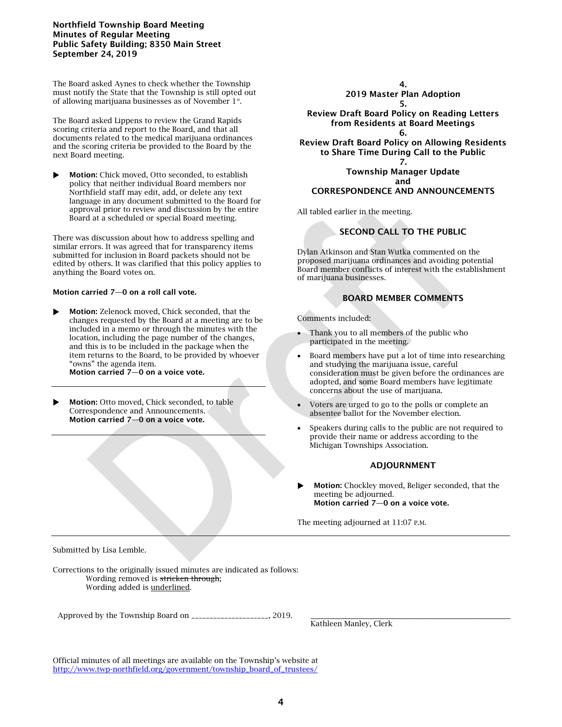The Board asked Aynes to check whether the Township must notify the State that the Township is still opted out of allowing marijuana businesses as of November 1st.

The Board asked Lippens to review the Grand Rapids scoring criteria and report to the Board, and that all documents related to the medical marijuana ordinances and the scoring criteria be provided to the Board by the next Board meeting.

- **Motion:** Chick moved, Otto seconded, to establish policy that neither individual Board members nor Northfield staff may edit, add, or delete any text language in any document submitted to the Board for approval prior to review and discussion by the entire Board at a scheduled or special Board meeting.

There was discussion about how to address spelling and similar errors. It was agreed that for transparency items submitted for inclusion in Board packets should not be edited by others. It was clarified that this policy applies to anything the Board votes on.

**Motion carried 7—0 on a roll call vote.**

- **Motion:** Zelenock moved, Chick seconded, that the changes requested by the Board at a meeting are to be included in a memo or through the minutes with the location, including the page number of the changes, and this is to be included in the package when the item returns to the Board, to be provided by whoever "owns" the agenda item.
**Motion carried 7—0 on a voice vote.**

---

- **Motion:** Otto moved, Chick seconded, to table Correspondence and Announcements.
**Motion carried 7—0 on a voice vote.**

---

### 4. 2019 Master Plan Adoption

### 5. Review Draft Board Policy on Reading Letters from Residents at Board Meetings

### 6. Review Draft Board Policy on Allowing Residents to Share Time During Call to the Public

### 7. Township Manager Update and CORRESPONDENCE AND ANNOUNCEMENTS

All tabled earlier in the meeting.

## SECOND CALL TO THE PUBLIC

Dylan Atkinson and Stan Wutka commented on the proposed marijuana ordinances and avoiding potential Board member conflicts of interest with the establishment of marijuana businesses.

## BOARD MEMBER COMMENTS

Comments included:

- Thank you to all members of the public who participated in the meeting.
- Board members have put a lot of time into researching and studying the marijuana issue, careful consideration must be given before the ordinances are adopted, and some Board members have legitimate concerns about the use of marijuana.
- Voters are urged to go to the polls or complete an absentee ballot for the November election.
- Speakers during calls to the public are not required to provide their name or address according to the Michigan Townships Association.

## ADJOURNMENT

- **Motion:** Chockley moved, Beliger seconded, that the meeting be adjourned.
**Motion carried 7—0 on a voice vote.**

The meeting adjourned at 11:07 P.M.

---

Submitted by Lisa Lemble.

Corrections to the originally issued minutes are indicated as follows:
Wording removed is ~~stricken through~~;
Wording added is <u>underlined</u>.

Approved by the Township Board on ____________________, 2019.

______________________________
Kathleen Manley, Clerk

Official minutes of all meetings are available on the Township's website at [http://www.twp-northfield.org/government/township_board_of_trustees/](http://www.twp-northfield.org/government/township_board_of_trustees/)